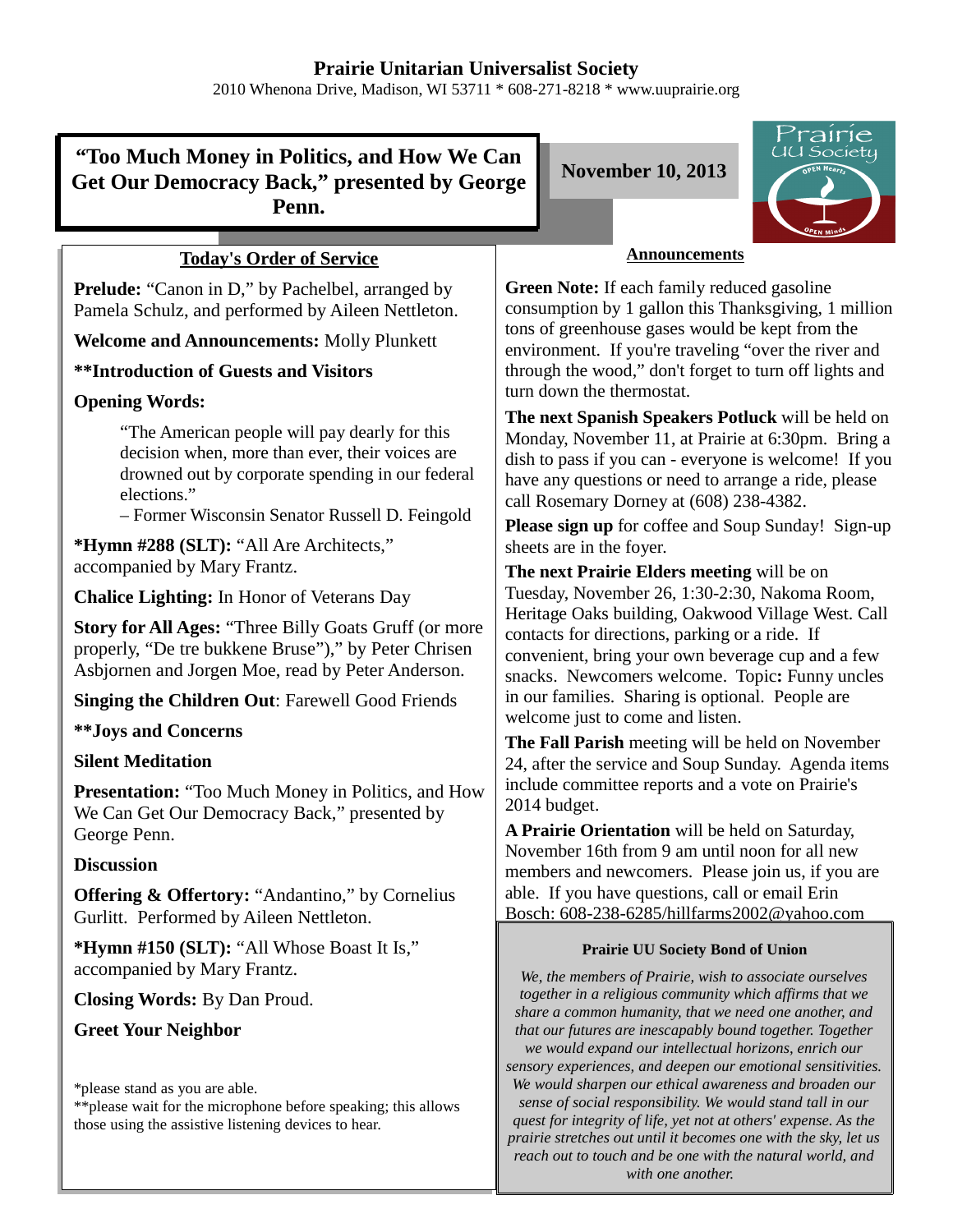# Prairie Unitarian Universalist Society

2010 Whenona Drive, Madison, WI 53711 * 608-271-8218 * www.uuprairie.org

## "Too Much Money in Politics, and How We Can Get Our Democracy Back," presented by George Penn.

**November 10, 2013**

### Today's Order of Service

**Prelude:** "Canon in D," by Pachelbel, arranged by Pamela Schulz, and performed by Aileen Nettleton.

**Welcome and Announcements:** Molly Plunkett

**\*\*Introduction of Guests and Visitors**

**Opening Words:**

> "The American people will pay dearly for this decision when, more than ever, their voices are drowned out by corporate spending in our federal elections."
> – Former Wisconsin Senator Russell D. Feingold

**\*Hymn #288 (SLT):** "All Are Architects," accompanied by Mary Frantz.

**Chalice Lighting:** In Honor of Veterans Day

**Story for All Ages:** "Three Billy Goats Gruff (or more properly, "De tre bukkene Bruse")," by Peter Chrisen Asbjornen and Jorgen Moe, read by Peter Anderson.

**Singing the Children Out**: Farewell Good Friends

**\*\*Joys and Concerns**

**Silent Meditation**

**Presentation:** "Too Much Money in Politics, and How We Can Get Our Democracy Back," presented by George Penn.

**Discussion**

**Offering & Offertory:** "Andantino," by Cornelius Gurlitt. Performed by Aileen Nettleton.

**\*Hymn #150 (SLT):** "All Whose Boast It Is," accompanied by Mary Frantz.

**Closing Words:** By Dan Proud.

**Greet Your Neighbor**

\*please stand as you are able.
\*\*please wait for the microphone before speaking; this allows those using the assistive listening devices to hear.

### Announcements

**Green Note:** If each family reduced gasoline consumption by 1 gallon this Thanksgiving, 1 million tons of greenhouse gases would be kept from the environment. If you're traveling "over the river and through the wood," don't forget to turn off lights and turn down the thermostat.

**The next Spanish Speakers Potluck** will be held on Monday, November 11, at Prairie at 6:30pm. Bring a dish to pass if you can - everyone is welcome! If you have any questions or need to arrange a ride, please call Rosemary Dorney at (608) 238-4382.

**Please sign up** for coffee and Soup Sunday! Sign-up sheets are in the foyer.

**The next Prairie Elders meeting** will be on Tuesday, November 26, 1:30-2:30, Nakoma Room, Heritage Oaks building, Oakwood Village West. Call contacts for directions, parking or a ride. If convenient, bring your own beverage cup and a few snacks. Newcomers welcome. Topic**:** Funny uncles in our families. Sharing is optional. People are welcome just to come and listen.

**The Fall Parish** meeting will be held on November 24, after the service and Soup Sunday. Agenda items include committee reports and a vote on Prairie's 2014 budget.

**A Prairie Orientation** will be held on Saturday, November 16th from 9 am until noon for all new members and newcomers. Please join us, if you are able. If you have questions, call or email Erin Bosch: 608-238-6285/hillfarms2002@yahoo.com

#### Prairie UU Society Bond of Union

*We, the members of Prairie, wish to associate ourselves together in a religious community which affirms that we share a common humanity, that we need one another, and that our futures are inescapably bound together. Together we would expand our intellectual horizons, enrich our sensory experiences, and deepen our emotional sensitivities. We would sharpen our ethical awareness and broaden our sense of social responsibility. We would stand tall in our quest for integrity of life, yet not at others' expense. As the prairie stretches out until it becomes one with the sky, let us reach out to touch and be one with the natural world, and with one another.*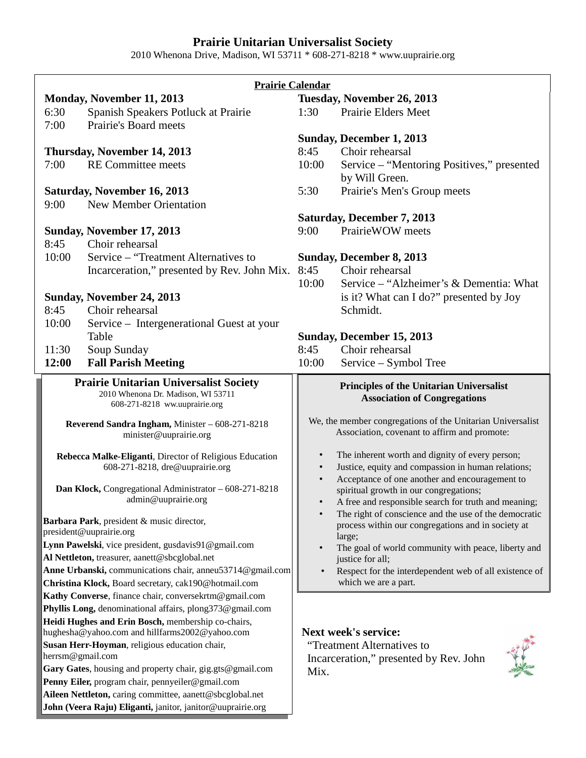**Prairie Unitarian Universalist Society**

2010 Whenona Drive, Madison, WI 53711 * 608-271-8218 * www.uuprairie.org

## Prairie Calendar

**Monday, November 11, 2013**

6:30 Spanish Speakers Potluck at Prairie

7:00 Prairie's Board meets

**Thursday, November 14, 2013**

7:00 RE Committee meets

**Saturday, November 16, 2013**

9:00 New Member Orientation

**Sunday, November 17, 2013**

8:45 Choir rehearsal

10:00 Service – "Treatment Alternatives to Incarceration," presented by Rev. John Mix.

**Sunday, November 24, 2013**

8:45 Choir rehearsal

10:00 Service – Intergenerational Guest at your Table

11:30 Soup Sunday

**12:00 Fall Parish Meeting**

**Tuesday, November 26, 2013**

1:30 Prairie Elders Meet

**Sunday, December 1, 2013**

8:45 Choir rehearsal

10:00 Service – "Mentoring Positives," presented by Will Green.

5:30 Prairie's Men's Group meets

**Saturday, December 7, 2013**

9:00 PrairieWOW meets

**Sunday, December 8, 2013**

8:45 Choir rehearsal

10:00 Service – "Alzheimer's & Dementia: What is it? What can I do?" presented by Joy Schmidt.

**Sunday, December 15, 2013**

8:45 Choir rehearsal

10:00 Service – Symbol Tree

### Prairie Unitarian Universalist Society

2010 Whenona Dr. Madison, WI 53711

608-271-8218 ww.uuprairie.org

**Reverend Sandra Ingham,** Minister – 608-271-8218
minister@uuprairie.org

**Rebecca Malke-Eliganti**, Director of Religious Education
608-271-8218, dre@uuprairie.org

**Dan Klock,** Congregational Administrator – 608-271-8218
admin@uuprairie.org

**Barbara Park**, president & music director, president@uuprairie.org

**Lynn Pawelski**, vice president, gusdavis91@gmail.com

**Al Nettleton,** treasurer, aanett@sbcglobal.net

**Anne Urbanski,** communications chair, anneu53714@gmail.com

**Christina Klock,** Board secretary, cak190@hotmail.com

**Kathy Converse**, finance chair, conversekrtm@gmail.com

**Phyllis Long,** denominational affairs, plong373@gmail.com

**Heidi Hughes and Erin Bosch,** membership co-chairs, hughesha@yahoo.com and hillfarms2002@yahoo.com

**Susan Herr-Hoyman**, religious education chair, herrsm@gmail.com

**Gary Gates**, housing and property chair, gig.gts@gmail.com

**Penny Eiler,** program chair, pennyeiler@gmail.com

**Aileen Nettleton,** caring committee, aanett@sbcglobal.net

**John (Veera Raju) Eliganti,** janitor, janitor@uuprairie.org

### Principles of the Unitarian Universalist Association of Congregations

We, the member congregations of the Unitarian Universalist Association, covenant to affirm and promote:

- The inherent worth and dignity of every person;
- Justice, equity and compassion in human relations;
- Acceptance of one another and encouragement to spiritual growth in our congregations;
- A free and responsible search for truth and meaning;
- The right of conscience and the use of the democratic process within our congregations and in society at large;
- The goal of world community with peace, liberty and justice for all;
- Respect for the interdependent web of all existence of which we are a part.

**Next week's service:**

"Treatment Alternatives to Incarceration," presented by Rev. John Mix.